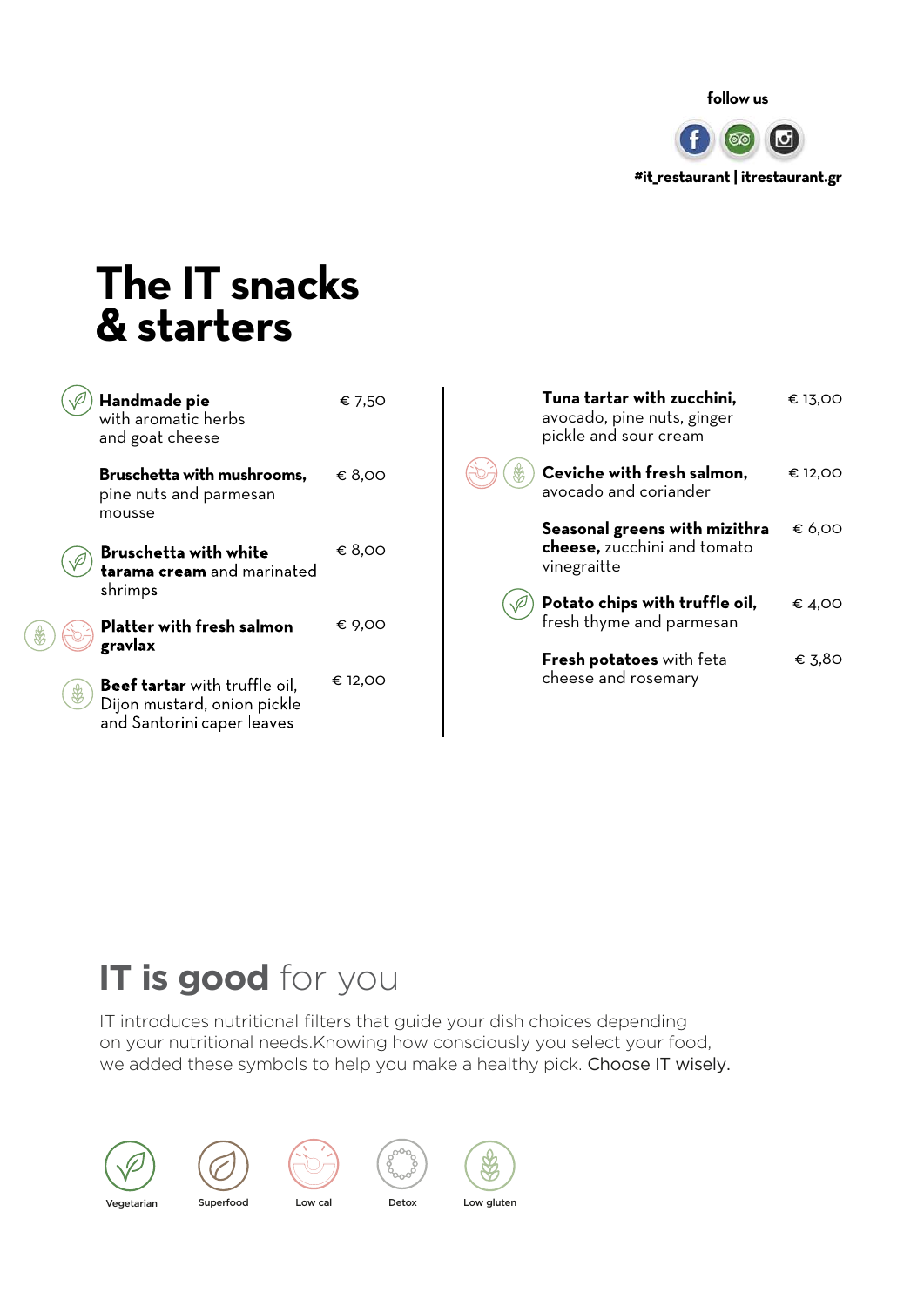follow us

#it_restaurant | itrestaurant.gr

# The IT snacks & starters

**Handmade pie** with aromatic herbs and goat cheese — € 7,50

**Bruschetta with mushrooms,** pine nuts and parmesan mousse — € 8,00

**Bruschetta with white tarama cream** and marinated shrimps — € 8,00

**Platter with fresh salmon gravlax** — € 9,00

**Beef tartar** with truffle oil, Dijon mustard, onion pickle and Santorini caper leaves — € 12,00

**Tuna tartar with zucchini,** avocado, pine nuts, ginger pickle and sour cream — € 13,00

**Ceviche with fresh salmon,** avocado and coriander — € 12,00

**Seasonal greens with mizithra cheese,** zucchini and tomato vinegraitte — € 6,00

**Potato chips with truffle oil,** fresh thyme and parmesan — € 4,00

**Fresh potatoes** with feta cheese and rosemary — € 3,80

## IT is good for you

IT introduces nutritional filters that guide your dish choices depending on your nutritional needs.Knowing how consciously you select your food, we added these symbols to help you make a healthy pick. Choose IT wisely.

Vegetarian | Superfood | Low cal | Detox | Low gluten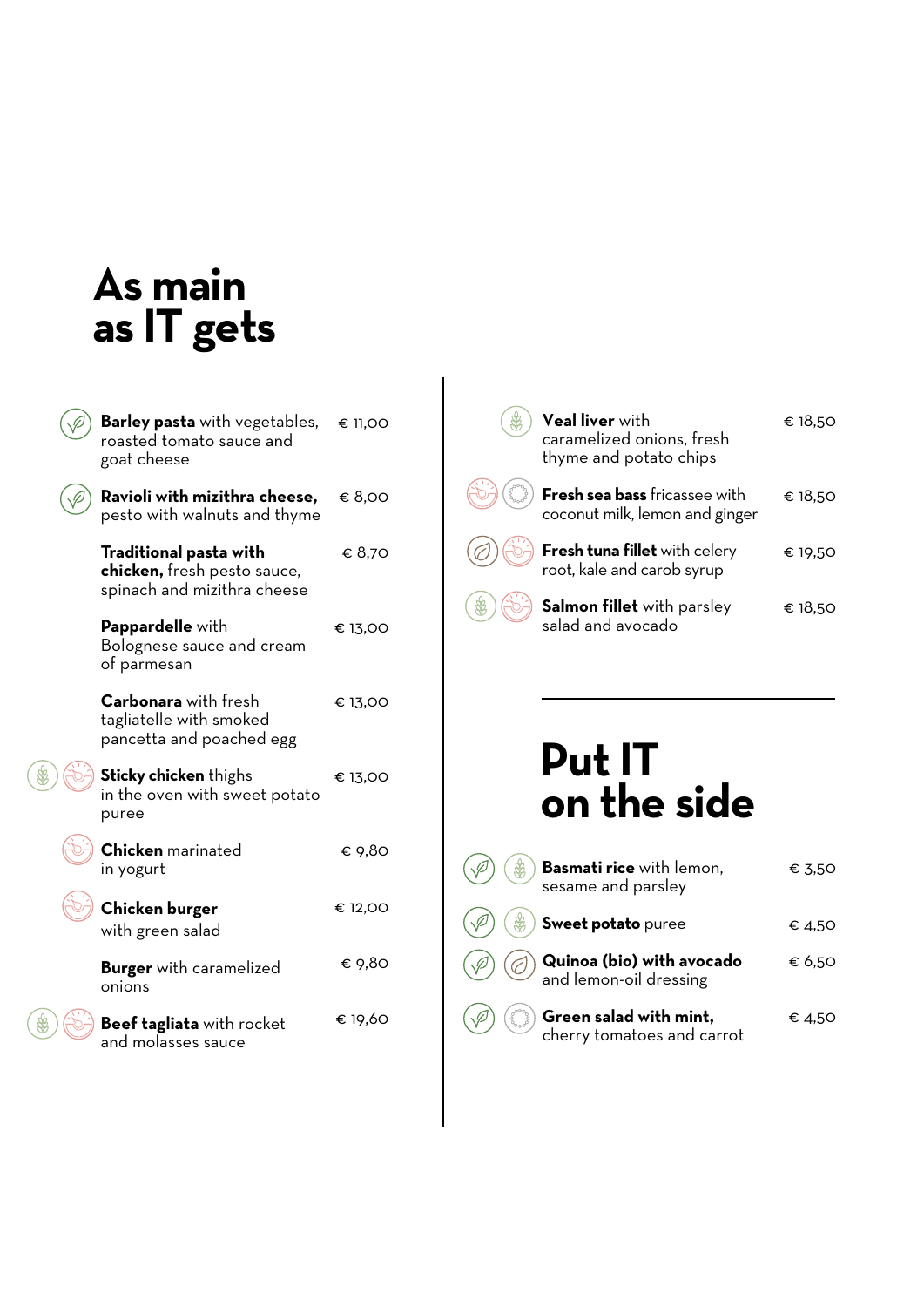# As main as IT gets

**Barley pasta** with vegetables, roasted tomato sauce and goat cheese — € 11,00

**Ravioli with mizithra cheese,** pesto with walnuts and thyme — € 8,00

**Traditional pasta with chicken,** fresh pesto sauce, spinach and mizithra cheese — € 8,70

**Pappardelle** with Bolognese sauce and cream of parmesan — € 13,00

**Carbonara** with fresh tagliatelle with smoked pancetta and poached egg — € 13,00

**Sticky chicken** thighs in the oven with sweet potato puree — € 13,00

**Chicken** marinated in yogurt — € 9,80

**Chicken burger** with green salad — € 12,00

**Burger** with caramelized onions — € 9,80

**Beef tagliata** with rocket and molasses sauce — € 19,60

**Veal liver** with caramelized onions, fresh thyme and potato chips — € 18,50

**Fresh sea bass** fricassee with coconut milk, lemon and ginger — € 18,50

**Fresh tuna fillet** with celery root, kale and carob syrup — € 19,50

**Salmon fillet** with parsley salad and avocado — € 18,50

# Put IT on the side

**Basmati rice** with lemon, sesame and parsley — € 3,50

**Sweet potato** puree — € 4,50

**Quinoa (bio) with avocado** and lemon-oil dressing — € 6,50

**Green salad with mint,** cherry tomatoes and carrot — € 4,50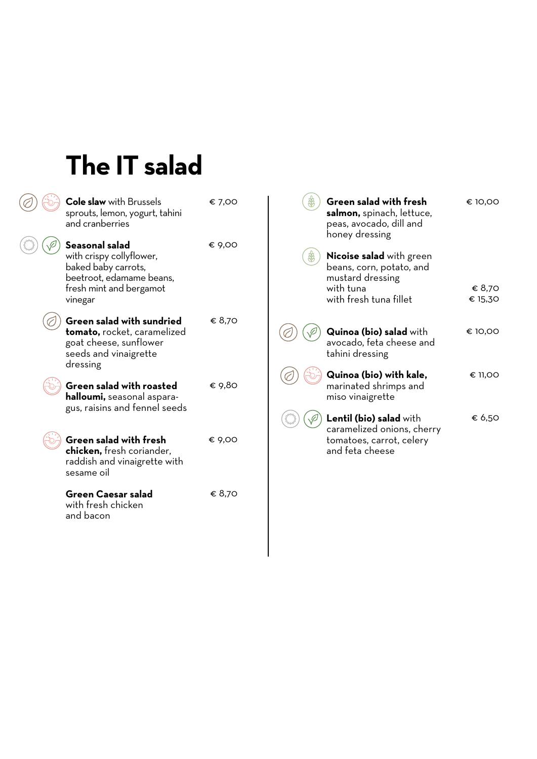# The IT salad

**Cole slaw** with Brussels sprouts, lemon, yogurt, tahini and cranberries — € 7,00

**Seasonal salad** with crispy collyflower, baked baby carrots, beetroot, edamame beans, fresh mint and bergamot vinegar — € 9,00

**Green salad with sundried tomato,** rocket, caramelized goat cheese, sunflower seeds and vinaigrette dressing — € 8,70

**Green salad with roasted halloumi,** seasonal asparagus, raisins and fennel seeds — € 9,80

**Green salad with fresh chicken,** fresh coriander, raddish and vinaigrette with sesame oil — € 9,00

**Green Caesar salad** with fresh chicken and bacon — € 8,70

**Green salad with fresh salmon,** spinach, lettuce, peas, avocado, dill and honey dressing — € 10,00

**Nicoise salad** with green beans, corn, potato, and mustard dressing
- with tuna — € 8,70
- with fresh tuna fillet — € 15,30

**Quinoa (bio) salad** with avocado, feta cheese and tahini dressing — € 10,00

**Quinoa (bio) with kale,** marinated shrimps and miso vinaigrette — € 11,00

**Lentil (bio) salad** with caramelized onions, cherry tomatoes, carrot, celery and feta cheese — € 6,50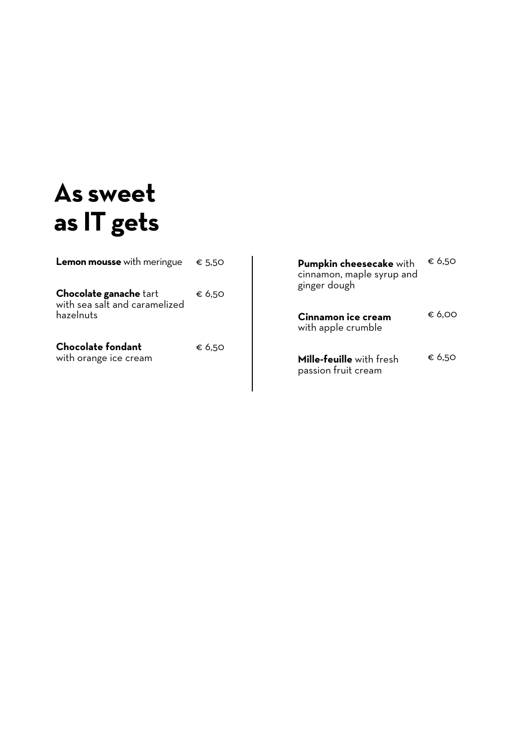# As sweet as IT gets

**Lemon mousse** with meringue € 5,50

**Chocolate ganache** tart with sea salt and caramelized hazelnuts € 6,50

**Chocolate fondant** with orange ice cream € 6,50

**Pumpkin cheesecake** with cinnamon, maple syrup and ginger dough € 6,50

**Cinnamon ice cream** with apple crumble € 6,00

**Mille-feuille** with fresh passion fruit cream € 6,50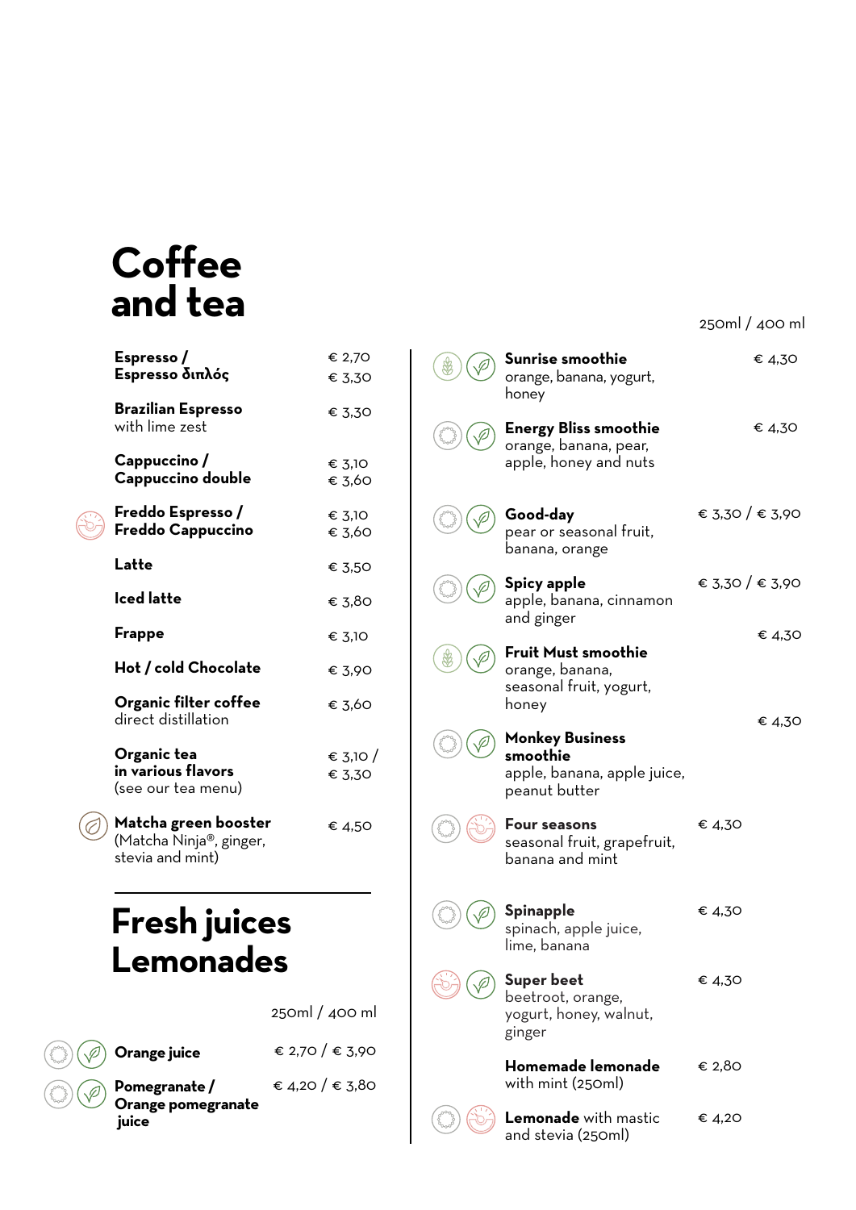# Coffee and tea

| Item | Price |
| --- | --- |
| **Espresso / Espresso διπλός** | € 2,70 / € 3,30 |
| **Brazilian Espresso** with lime zest | € 3,30 |
| **Cappuccino / Cappuccino double** | € 3,10 / € 3,60 |
| **Freddo Espresso / Freddo Cappuccino** | € 3,10 / € 3,60 |
| **Latte** | € 3,50 |
| **Iced latte** | € 3,80 |
| **Frappe** | € 3,10 |
| **Hot / cold Chocolate** | € 3,90 |
| **Organic filter coffee** direct distillation | € 3,60 |
| **Organic tea in various flavors** (see our tea menu) | € 3,10 / € 3,30 |
| **Matcha green booster** (Matcha Ninja®, ginger, stevia and mint) | € 4,50 |

# Fresh juices Lemonades

| Item | 250ml / 400 ml |
| --- | --- |
| **Orange juice** | € 2,70 / € 3,90 |
| **Pomegranate / Orange pomegranate juice** | € 4,20 / € 3,80 |
| **Sunrise smoothie** orange, banana, yogurt, honey | € 4,30 |
| **Energy Bliss smoothie** orange, banana, pear, apple, honey and nuts | € 4,30 |
| **Good-day** pear or seasonal fruit, banana, orange | € 3,30 / € 3,90 |
| **Spicy apple** apple, banana, cinnamon and ginger | € 3,30 / € 3,90 |
| **Fruit Must smoothie** orange, banana, seasonal fruit, yogurt, honey | € 4,30 |
| **Monkey Business smoothie** apple, banana, apple juice, peanut butter | € 4,30 |
| **Four seasons** seasonal fruit, grapefruit, banana and mint | € 4,30 |
| **Spinapple** spinach, apple juice, lime, banana | € 4,30 |
| **Super beet** beetroot, orange, yogurt, honey, walnut, ginger | € 4,30 |
| **Homemade lemonade** with mint (250ml) | € 2,80 |
| **Lemonade** with mastic and stevia (250ml) | € 4,20 |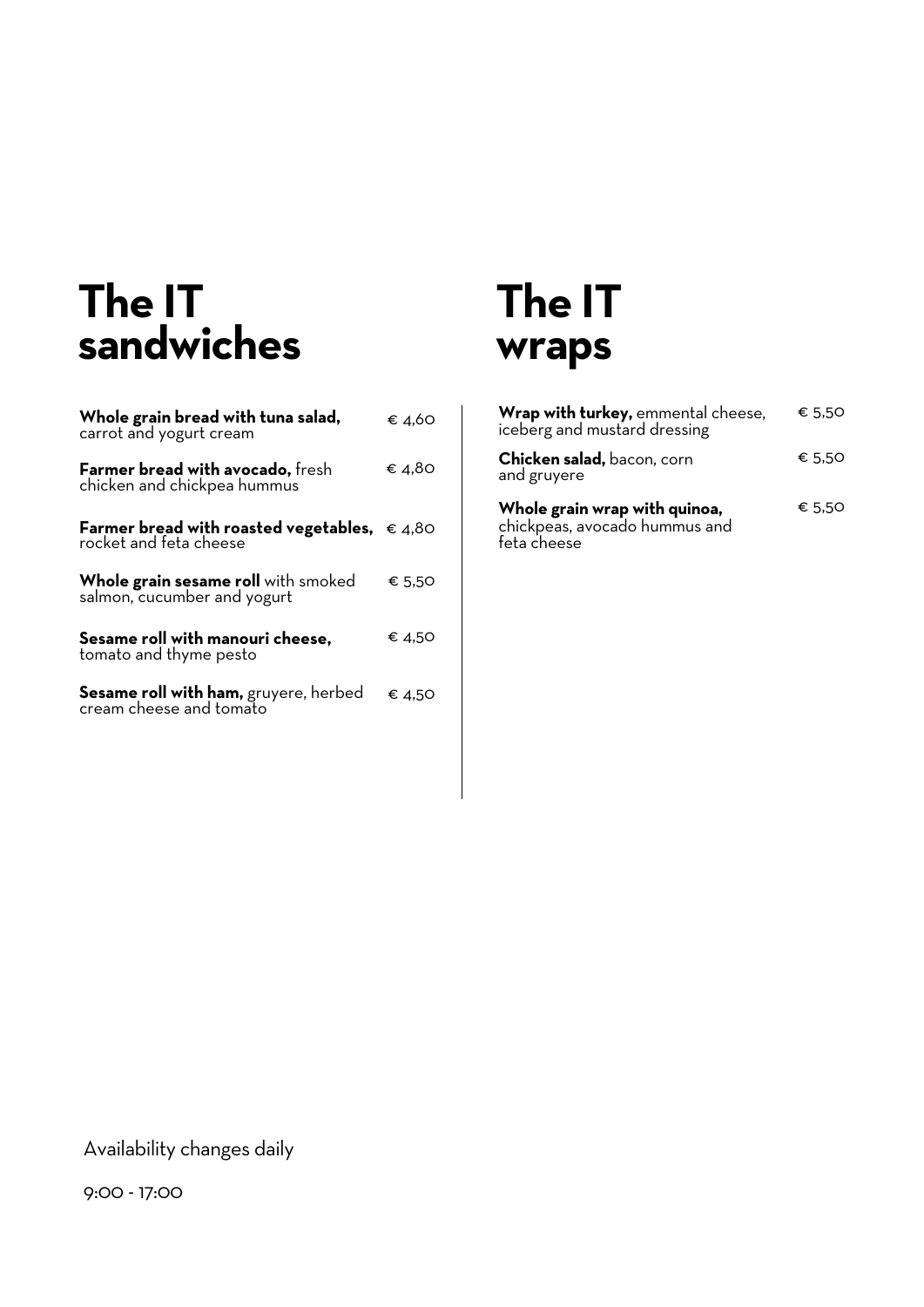# The IT sandwiches

**Whole grain bread with tuna salad,** carrot and yogurt cream — € 4,60

**Farmer bread with avocado,** fresh chicken and chickpea hummus — € 4,80

**Farmer bread with roasted vegetables,** rocket and feta cheese — € 4,80

**Whole grain sesame roll** with smoked salmon, cucumber and yogurt — € 5,50

**Sesame roll with manouri cheese,** tomato and thyme pesto — € 4,50

**Sesame roll with ham,** gruyere, herbed cream cheese and tomato — € 4,50

# The IT wraps

**Wrap with turkey,** emmental cheese, iceberg and mustard dressing — € 5,50

**Chicken salad,** bacon, corn and gruyere — € 5,50

**Whole grain wrap with quinoa,** chickpeas, avocado hummus and feta cheese — € 5,50

Availability changes daily

9:00 - 17:00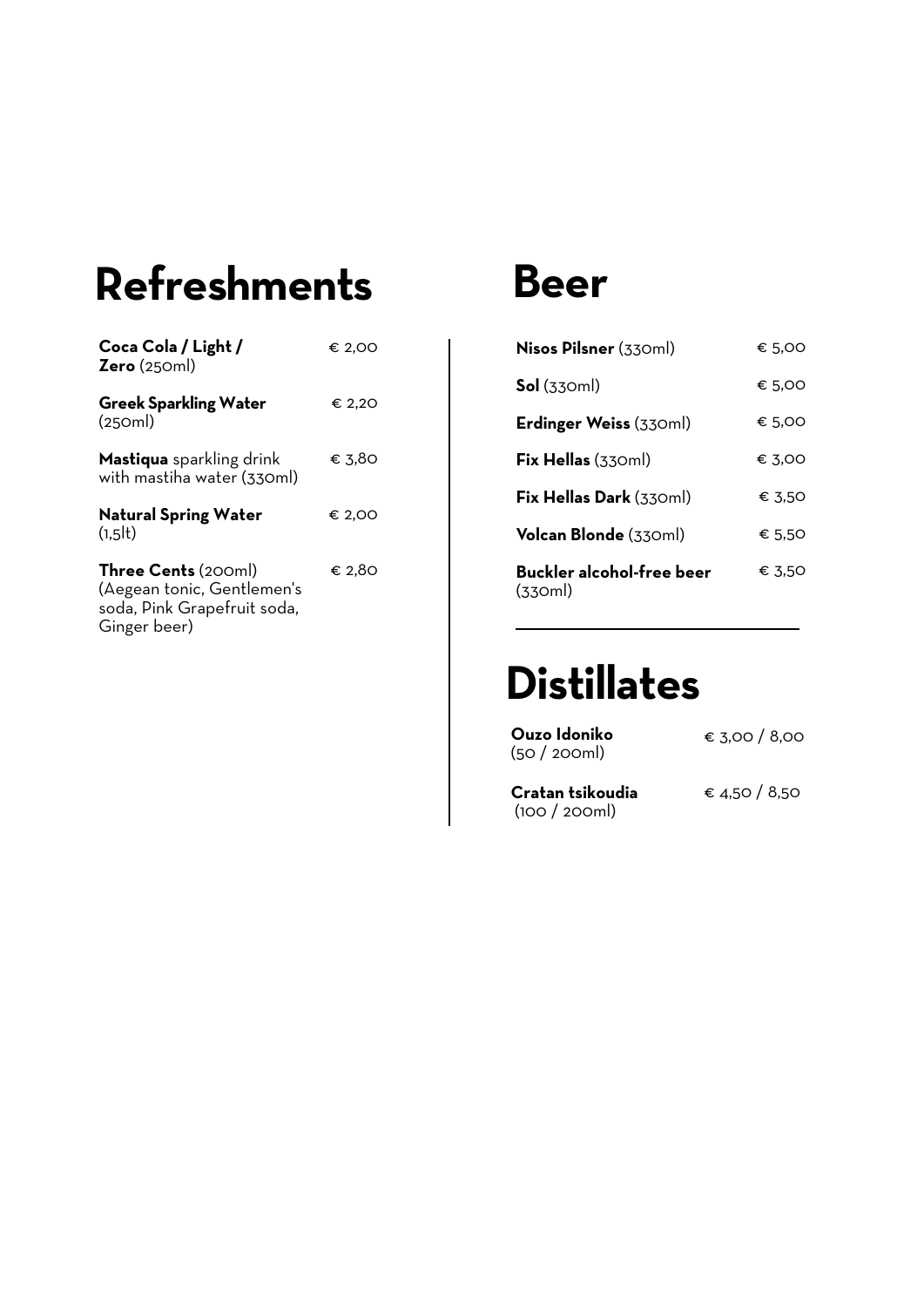# Refreshments

**Coca Cola / Light / Zero** (250ml) € 2,00

**Greek Sparkling Water** (250ml) € 2,20

**Mastiqua** sparkling drink with mastiha water (330ml) € 3,80

**Natural Spring Water** (1,5lt) € 2,00

**Three Cents** (200ml) (Aegean tonic, Gentlemen's soda, Pink Grapefruit soda, Ginger beer) € 2,80

# Beer

**Nisos Pilsner** (330ml) € 5,00

**Sol** (330ml) € 5,00

**Erdinger Weiss** (330ml) € 5,00

**Fix Hellas** (330ml) € 3,00

**Fix Hellas Dark** (330ml) € 3,50

**Volcan Blonde** (330ml) € 5,50

**Buckler alcohol-free beer** (330ml) € 3,50

# Distillates

**Ouzo Idoniko** (50 / 200ml) € 3,00 / 8,00

**Cratan tsikoudia** (100 / 200ml) € 4,50 / 8,50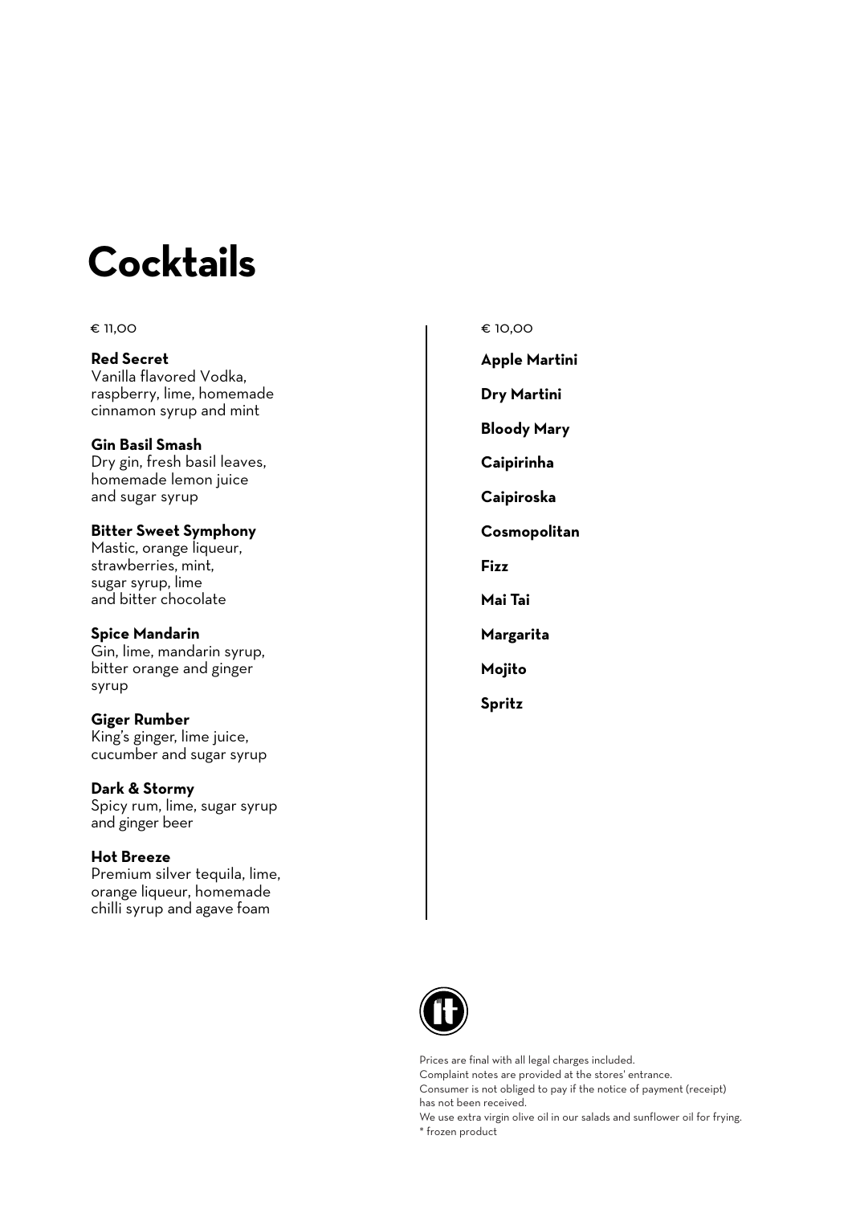# Cocktails

€ 11,00

**Red Secret**
Vanilla flavored Vodka, raspberry, lime, homemade cinnamon syrup and mint

**Gin Basil Smash**
Dry gin, fresh basil leaves, homemade lemon juice and sugar syrup

**Bitter Sweet Symphony**
Mastic, orange liqueur, strawberries, mint, sugar syrup, lime and bitter chocolate

**Spice Mandarin**
Gin, lime, mandarin syrup, bitter orange and ginger syrup

**Giger Rumber**
King's ginger, lime juice, cucumber and sugar syrup

**Dark & Stormy**
Spicy rum, lime, sugar syrup and ginger beer

**Hot Breeze**
Premium silver tequila, lime, orange liqueur, homemade chilli syrup and agave foam

€ 10,00

**Apple Martini**

**Dry Martini**

**Bloody Mary**

**Caipirinha**

**Caipiroska**

**Cosmopolitan**

**Fizz**

**Mai Tai**

**Margarita**

**Mojito**

**Spritz**

Prices are final with all legal charges included.
Complaint notes are provided at the stores' entrance.
Consumer is not obliged to pay if the notice of payment (receipt) has not been received.
We use extra virgin olive oil in our salads and sunflower oil for frying.
* frozen product